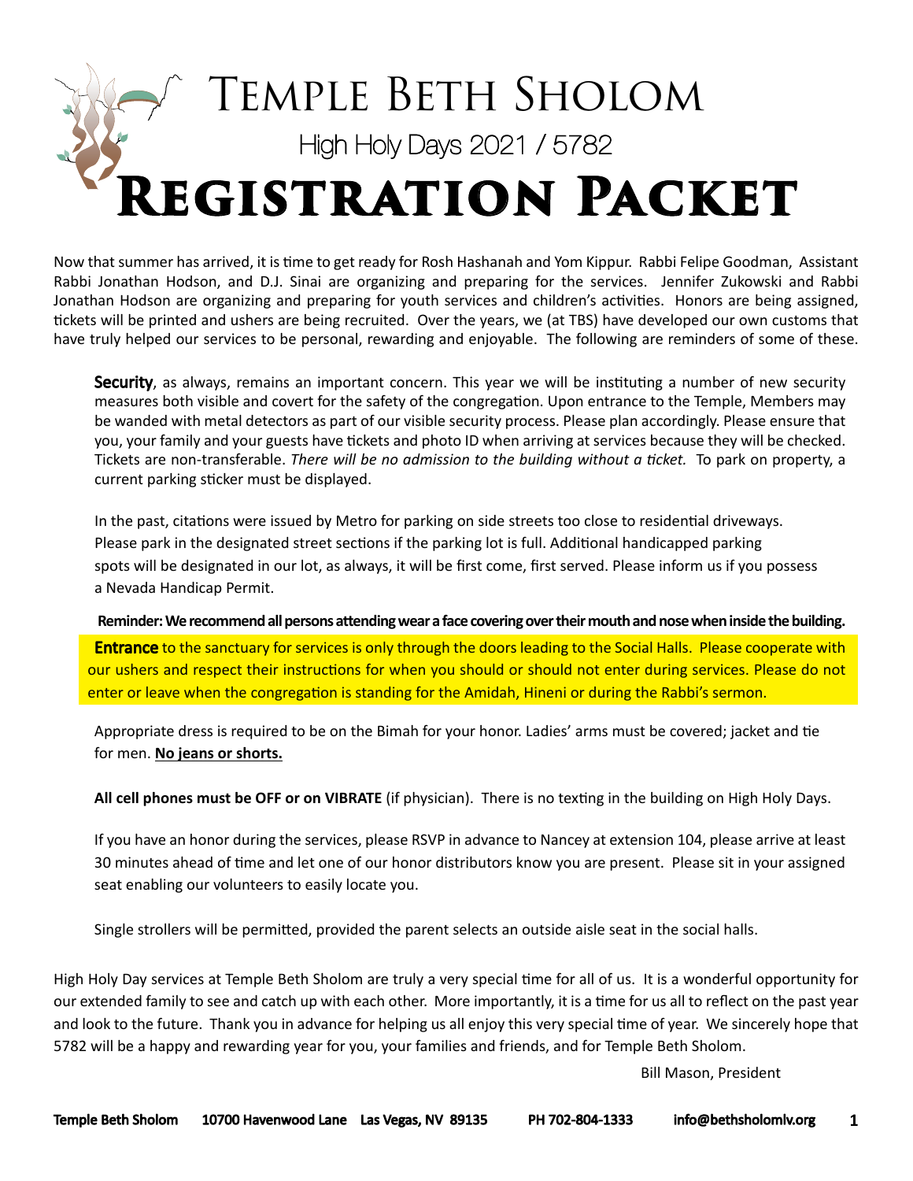# Temple Beth Sholom

## High Holy Days 2021 / 5782

# Registration Packet

Now that summer has arrived, it is time to get ready for Rosh Hashanah and Yom Kippur. Rabbi Felipe Goodman, Assistant Rabbi Jonathan Hodson, and D.J. Sinai are organizing and preparing for the services. Jennifer Zukowski and Rabbi Jonathan Hodson are organizing and preparing for youth services and children's activities. Honors are being assigned, tickets will be printed and ushers are being recruited. Over the years, we (at TBS) have developed our own customs that have truly helped our services to be personal, rewarding and enjoyable. The following are reminders of some of these.

**Security**, as always, remains an important concern. This year we will be instituting a number of new security measures both visible and covert for the safety of the congregation. Upon entrance to the Temple, Members may be wanded with metal detectors as part of our visible security process. Please plan accordingly. Please ensure that you, your family and your guests have tickets and photo ID when arriving at services because they will be checked. Tickets are non-transferable. *There will be no admission to the building without a ticket.* To park on property, a current parking sticker must be displayed.

In the past, citations were issued by Metro for parking on side streets too close to residential driveways. Please park in the designated street sections if the parking lot is full. Additional handicapped parking spots will be designated in our lot, as always, it will be first come, first served. Please inform us if you possess a Nevada Handicap Permit.

**Reminder: We recommend all persons attending wear a face covering over their mouth and nose when inside the building.**

**Entrance** to the sanctuary for services is only through the doors leading to the Social Halls. Please cooperate with our ushers and respect their instructions for when you should or should not enter during services. Please do not enter or leave when the congregation is standing for the Amidah, Hineni or during the Rabbi's sermon.

Appropriate dress is required to be on the Bimah for your honor. Ladies' arms must be covered; jacket and tie for men. **No jeans or shorts.**

**All cell phones must be OFF or on VIBRATE** (if physician). There is no texting in the building on High Holy Days.

If you have an honor during the services, please RSVP in advance to Nancey at extension 104, please arrive at least 30 minutes ahead of time and let one of our honor distributors know you are present. Please sit in your assigned seat enabling our volunteers to easily locate you.

Single strollers will be permitted, provided the parent selects an outside aisle seat in the social halls.

High Holy Day services at Temple Beth Sholom are truly a very special time for all of us. It is a wonderful opportunity for our extended family to see and catch up with each other. More importantly, it is a time for us all to reflect on the past year and look to the future. Thank you in advance for helping us all enjoy this very special time of year. We sincerely hope that 5782 will be a happy and rewarding year for you, your families and friends, and for Temple Beth Sholom.

Bill Mason, President

**Temple Beth Sholom 10700 Havenwood Lane Las Vegas, NV 89135 PH 702-804-1333 info@bethsholomlv.org**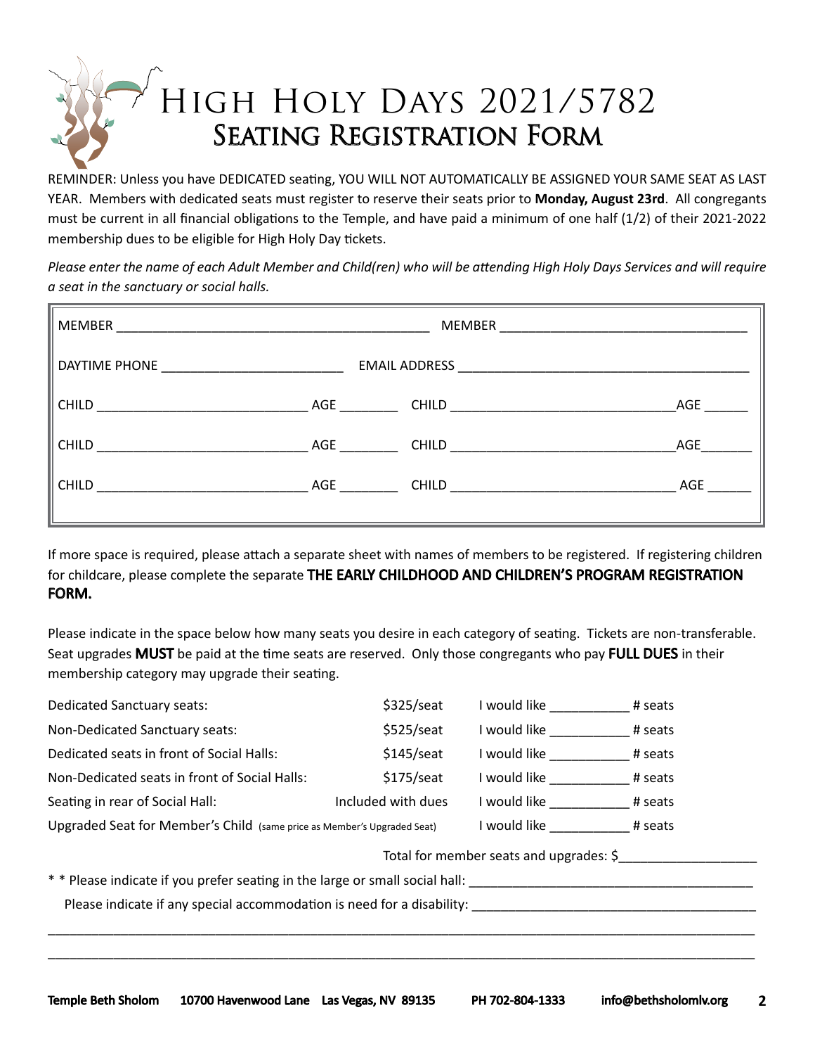# High Holy Days 2021/5782

## Seating Registration Form

REMINDER: Unless you have DEDICATED seating, YOU WILL NOT AUTOMATICALLY BE ASSIGNED YOUR SAME SEAT AS LAST YEAR. Members with dedicated seats must register to reserve their seats prior to **Monday, August 23rd**. All congregants must be current in all financial obligations to the Temple, and have paid a minimum of one half (1/2) of their 2021-2022 membership dues to be eligible for High Holy Day tickets.

*Please enter the name of each Adult Member and Child(ren) who will be attending High Holy Days Services and will require a seat in the sanctuary or social halls.*

MEMBER ________________________________ MEMBER ________________________________

DAYTIME PHONE ____________________ EMAIL ADDRESS ________________________________

CHILD ______________________ AGE ______ CHILD ______________________ AGE ______

CHILD ______________________ AGE ______ CHILD ______________________ AGE ______

CHILD ______________________ AGE ______ CHILD ______________________ AGE ______

If more space is required, please attach a separate sheet with names of members to be registered. If registering children for childcare, please complete the separate **THE EARLY CHILDHOOD AND CHILDREN'S PROGRAM REGISTRATION FORM.**

Please indicate in the space below how many seats you desire in each category of seating. Tickets are non-transferable. Seat upgrades **MUST** be paid at the time seats are reserved. Only those congregants who pay **FULL DUES** in their membership category may upgrade their seating.

| | | |
|---|---|---|
| Dedicated Sanctuary seats: | $325/seat | I would like __________ # seats |
| Non-Dedicated Sanctuary seats: | $525/seat | I would like __________ # seats |
| Dedicated seats in front of Social Halls: | $145/seat | I would like __________ # seats |
| Non-Dedicated seats in front of Social Halls: | $175/seat | I would like __________ # seats |
| Seating in rear of Social Hall: | Included with dues | I would like __________ # seats |
| Upgraded Seat for Member's Child (same price as Member's Upgraded Seat) | | I would like __________ # seats |

Total for member seats and upgrades: $________________

* * Please indicate if you prefer seating in the large or small social hall: ________________________________

Please indicate if any special accommodation is need for a disability: ________________________________

________________________________________________________________________________

________________________________________________________________________________

Temple Beth Sholom 10700 Havenwood Lane Las Vegas, NV 89135 PH 702-804-1333 info@bethsholomlv.org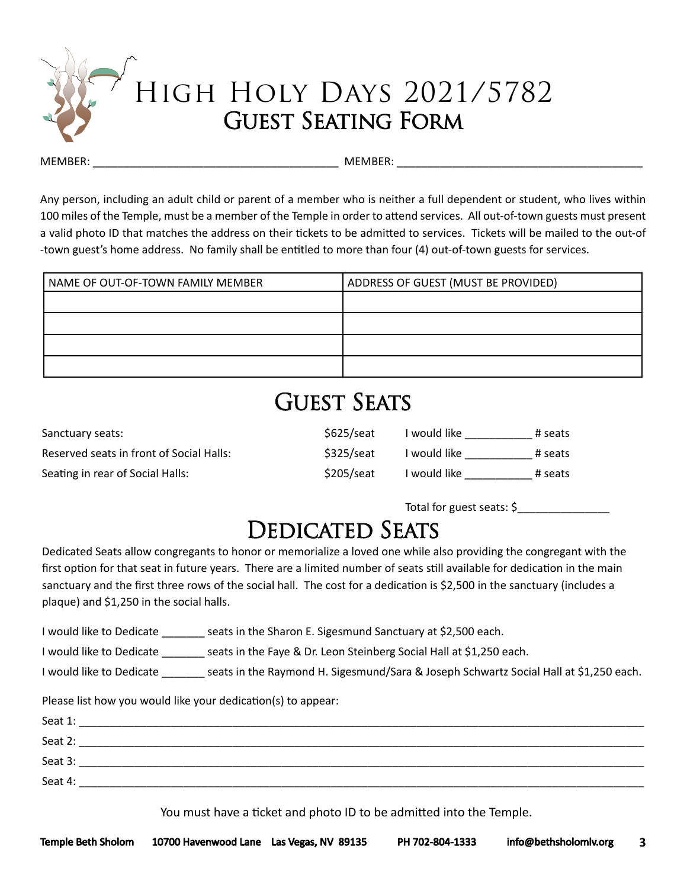# High Holy Days 2021/5782

## Guest Seating Form

MEMBER: ________________________________________ MEMBER: ________________________________________

Any person, including an adult child or parent of a member who is neither a full dependent or student, who lives within 100 miles of the Temple, must be a member of the Temple in order to attend services. All out-of-town guests must present a valid photo ID that matches the address on their tickets to be admitted to services. Tickets will be mailed to the out-of-town guest's home address. No family shall be entitled to more than four (4) out-of-town guests for services.

| NAME OF OUT-OF-TOWN FAMILY MEMBER | ADDRESS OF GUEST (MUST BE PROVIDED) |
|---|---|
| | |
| | |
| | |
| | |

## Guest Seats

Sanctuary seats: $625/seat I would like ___________ # seats

Reserved seats in front of Social Halls: $325/seat I would like ___________ # seats

Seating in rear of Social Halls: $205/seat I would like ___________ # seats

Total for guest seats: $_______________

## Dedicated Seats

Dedicated Seats allow congregants to honor or memorialize a loved one while also providing the congregant with the first option for that seat in future years. There are a limited number of seats still available for dedication in the main sanctuary and the first three rows of the social hall. The cost for a dedication is $2,500 in the sanctuary (includes a plaque) and $1,250 in the social halls.

I would like to Dedicate _______ seats in the Sharon E. Sigesmund Sanctuary at $2,500 each.

I would like to Dedicate _______ seats in the Faye & Dr. Leon Steinberg Social Hall at $1,250 each.

I would like to Dedicate _______ seats in the Raymond H. Sigesmund/Sara & Joseph Schwartz Social Hall at $1,250 each.

Please list how you would like your dedication(s) to appear:

Seat 1: ____________________________________________________________________________

Seat 2: ____________________________________________________________________________

Seat 3: ____________________________________________________________________________

Seat 4: ____________________________________________________________________________

You must have a ticket and photo ID to be admitted into the Temple.

**Temple Beth Sholom 10700 Havenwood Lane Las Vegas, NV 89135 PH 702-804-1333 info@bethsholomlv.org**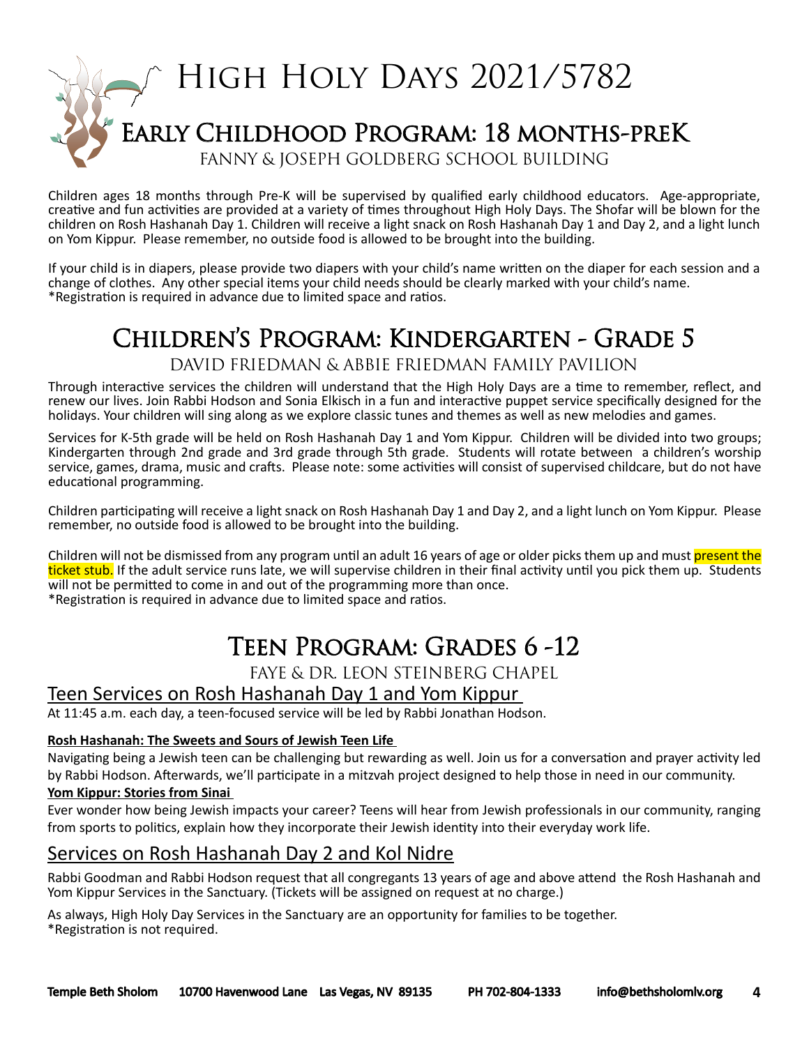# High Holy Days 2021/5782

## Early Childhood Program: 18 months-preK

### Fanny & Joseph Goldberg School Building

Children ages 18 months through Pre-K will be supervised by qualified early childhood educators. Age-appropriate, creative and fun activities are provided at a variety of times throughout High Holy Days. The Shofar will be blown for the children on Rosh Hashanah Day 1. Children will receive a light snack on Rosh Hashanah Day 1 and Day 2, and a light lunch on Yom Kippur. Please remember, no outside food is allowed to be brought into the building.

If your child is in diapers, please provide two diapers with your child's name written on the diaper for each session and a change of clothes. Any other special items your child needs should be clearly marked with your child's name.
*Registration is required in advance due to limited space and ratios.

## Children's Program: Kindergarten - Grade 5

### David Friedman & Abbie Friedman Family Pavilion

Through interactive services the children will understand that the High Holy Days are a time to remember, reflect, and renew our lives. Join Rabbi Hodson and Sonia Elkisch in a fun and interactive puppet service specifically designed for the holidays. Your children will sing along as we explore classic tunes and themes as well as new melodies and games.

Services for K-5th grade will be held on Rosh Hashanah Day 1 and Yom Kippur. Children will be divided into two groups; Kindergarten through 2nd grade and 3rd grade through 5th grade. Students will rotate between a children's worship service, games, drama, music and crafts. Please note: some activities will consist of supervised childcare, but do not have educational programming.

Children participating will receive a light snack on Rosh Hashanah Day 1 and Day 2, and a light lunch on Yom Kippur. Please remember, no outside food is allowed to be brought into the building.

Children will not be dismissed from any program until an adult 16 years of age or older picks them up and must present the ticket stub. If the adult service runs late, we will supervise children in their final activity until you pick them up. Students will not be permitted to come in and out of the programming more than once.
*Registration is required in advance due to limited space and ratios.

## Teen Program: Grades 6 -12

### Faye & Dr. Leon Steinberg Chapel

### Teen Services on Rosh Hashanah Day 1 and Yom Kippur

At 11:45 a.m. each day, a teen-focused service will be led by Rabbi Jonathan Hodson.

**Rosh Hashanah: The Sweets and Sours of Jewish Teen Life**

Navigating being a Jewish teen can be challenging but rewarding as well. Join us for a conversation and prayer activity led by Rabbi Hodson. Afterwards, we'll participate in a mitzvah project designed to help those in need in our community.

**Yom Kippur: Stories from Sinai**

Ever wonder how being Jewish impacts your career? Teens will hear from Jewish professionals in our community, ranging from sports to politics, explain how they incorporate their Jewish identity into their everyday work life.

### Services on Rosh Hashanah Day 2 and Kol Nidre

Rabbi Goodman and Rabbi Hodson request that all congregants 13 years of age and above attend the Rosh Hashanah and Yom Kippur Services in the Sanctuary. (Tickets will be assigned on request at no charge.)

As always, High Holy Day Services in the Sanctuary are an opportunity for families to be together.
*Registration is not required.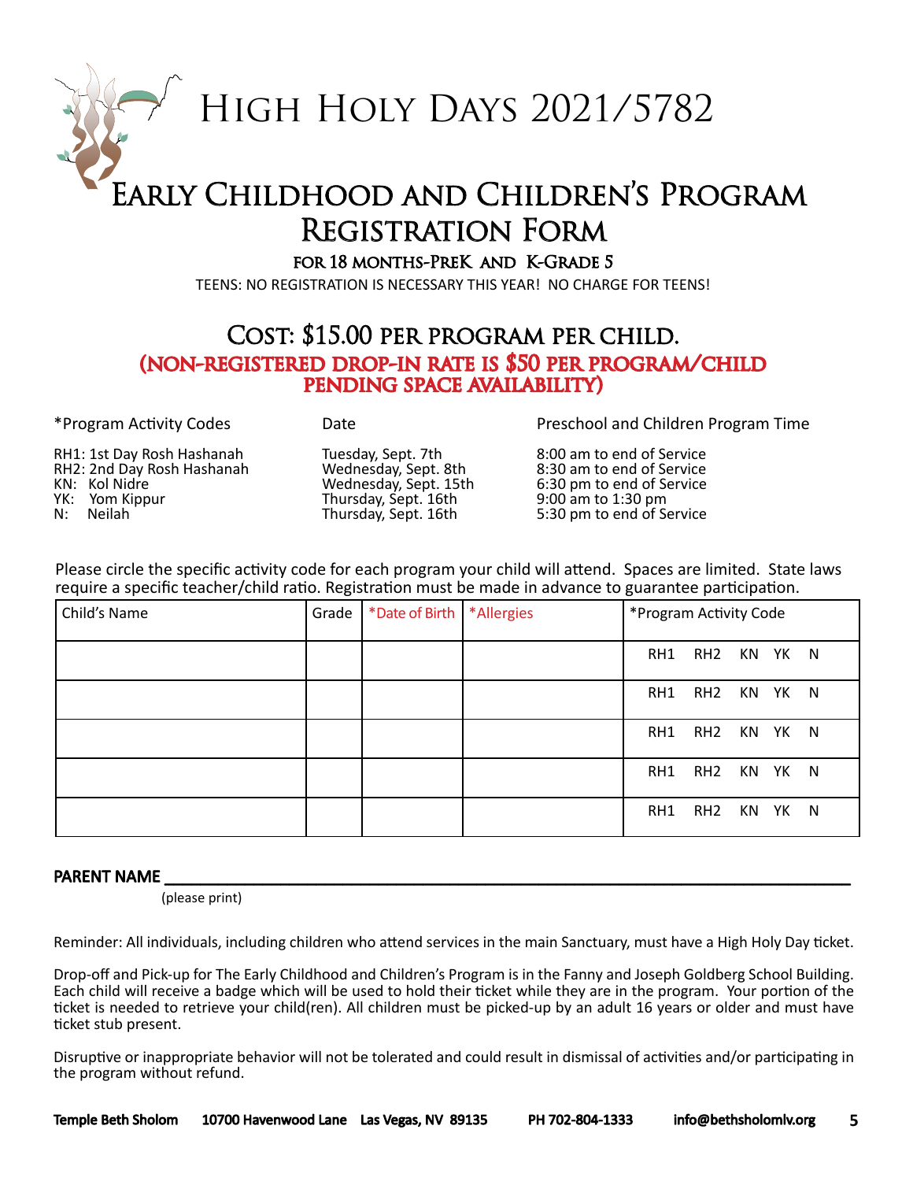# High Holy Days 2021/5782

## Early Childhood and Children's Program Registration Form

### for 18 months-PreK and K-Grade 5

TEENS: NO REGISTRATION IS NECESSARY THIS YEAR! NO CHARGE FOR TEENS!

## Cost: $15.00 per program per child.

### (Non-registered drop-in rate is $50 per program/child pending space availability)

| *Program Activity Codes | Date | Preschool and Children Program Time |
|---|---|---|
| RH1: 1st Day Rosh Hashanah | Tuesday, Sept. 7th | 8:00 am to end of Service |
| RH2: 2nd Day Rosh Hashanah | Wednesday, Sept. 8th | 8:30 am to end of Service |
| KN: Kol Nidre | Wednesday, Sept. 15th | 6:30 pm to end of Service |
| YK: Yom Kippur | Thursday, Sept. 16th | 9:00 am to 1:30 pm |
| N: Neilah | Thursday, Sept. 16th | 5:30 pm to end of Service |

Please circle the specific activity code for each program your child will attend. Spaces are limited. State laws require a specific teacher/child ratio. Registration must be made in advance to guarantee participation.

| Child's Name | Grade | *Date of Birth | *Allergies | *Program Activity Code |
|---|---|---|---|---|
| | | | | RH1 RH2 KN YK N |
| | | | | RH1 RH2 KN YK N |
| | | | | RH1 RH2 KN YK N |
| | | | | RH1 RH2 KN YK N |
| | | | | RH1 RH2 KN YK N |

**PARENT NAME** ___________________________________________

(please print)

Reminder: All individuals, including children who attend services in the main Sanctuary, must have a High Holy Day ticket.

Drop-off and Pick-up for The Early Childhood and Children's Program is in the Fanny and Joseph Goldberg School Building. Each child will receive a badge which will be used to hold their ticket while they are in the program. Your portion of the ticket is needed to retrieve your child(ren). All children must be picked-up by an adult 16 years or older and must have ticket stub present.

Disruptive or inappropriate behavior will not be tolerated and could result in dismissal of activities and/or participating in the program without refund.

**Temple Beth Sholom 10700 Havenwood Lane Las Vegas, NV 89135 PH 702-804-1333 info@bethsholomlv.org**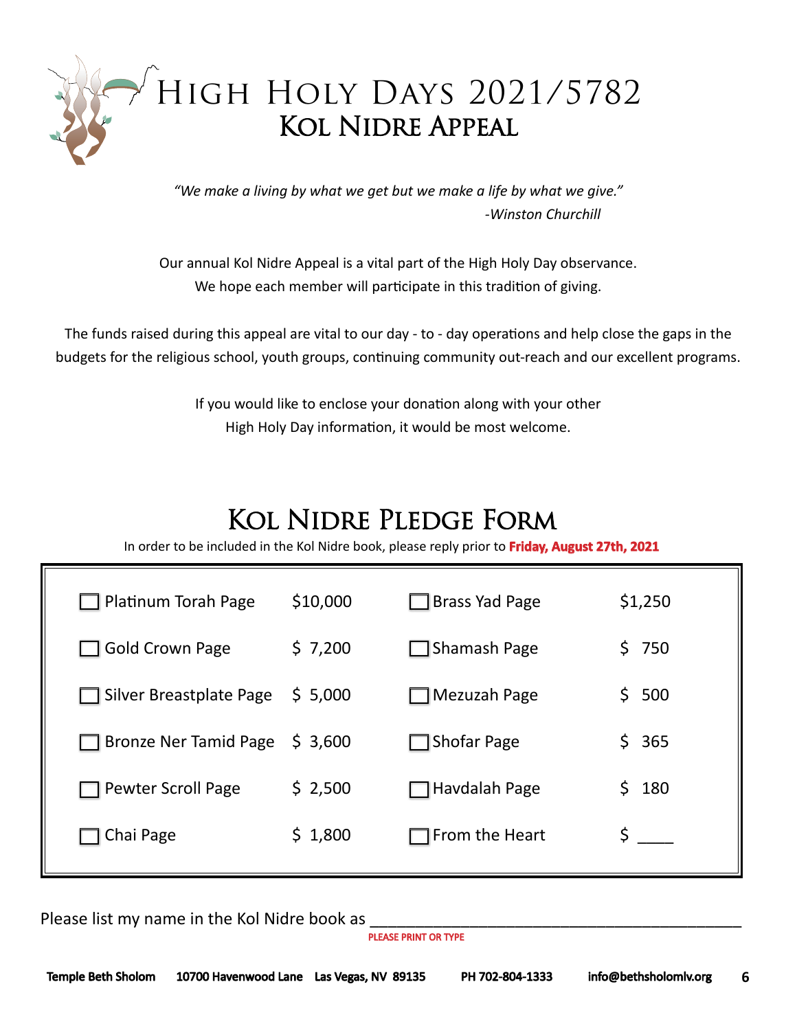# High Holy Days 2021/5782

## Kol Nidre Appeal

*"We make a living by what we get but we make a life by what we give."*
*-Winston Churchill*

Our annual Kol Nidre Appeal is a vital part of the High Holy Day observance. We hope each member will participate in this tradition of giving.

The funds raised during this appeal are vital to our day - to - day operations and help close the gaps in the budgets for the religious school, youth groups, continuing community out-reach and our excellent programs.

If you would like to enclose your donation along with your other High Holy Day information, it would be most welcome.

## Kol Nidre Pledge Form

In order to be included in the Kol Nidre book, please reply prior to **Friday, August 27th, 2021**

| | | | |
|---|---|---|---|
| ☐ Platinum Torah Page | $10,000 | ☐ Brass Yad Page | $1,250 |
| ☐ Gold Crown Page | $ 7,200 | ☐ Shamash Page | $ 750 |
| ☐ Silver Breastplate Page | $ 5,000 | ☐ Mezuzah Page | $ 500 |
| ☐ Bronze Ner Tamid Page | $ 3,600 | ☐ Shofar Page | $ 365 |
| ☐ Pewter Scroll Page | $ 2,500 | ☐ Havdalah Page | $ 180 |
| ☐ Chai Page | $ 1,800 | ☐ From the Heart | $ ____ |

Please list my name in the Kol Nidre book as ____________________________________________

PLEASE PRINT OR TYPE

**Temple Beth Sholom** **10700 Havenwood Lane Las Vegas, NV 89135** **PH 702-804-1333** **info@bethsholomlv.org**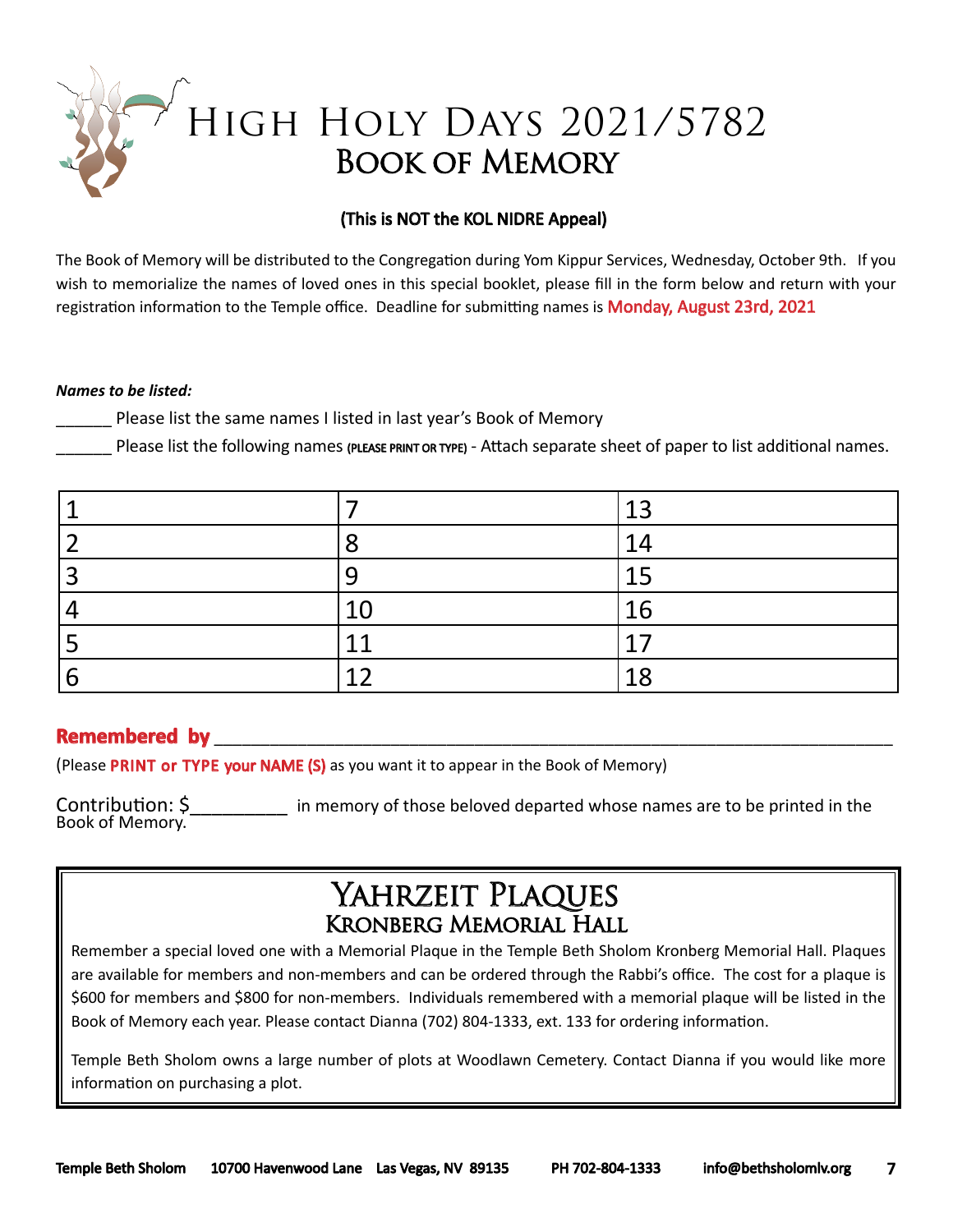# High Holy Days 2021/5782

## Book of Memory

**(This is NOT the KOL NIDRE Appeal)**

The Book of Memory will be distributed to the Congregation during Yom Kippur Services, Wednesday, October 9th. If you wish to memorialize the names of loved ones in this special booklet, please fill in the form below and return with your registration information to the Temple office. Deadline for submitting names is **Monday, August 23rd, 2021**

***Names to be listed:***

______ Please list the same names I listed in last year's Book of Memory

______ Please list the following names (PLEASE PRINT OR TYPE) - Attach separate sheet of paper to list additional names.

| | | |
|---|---|---|
| 1 | 7 | 13 |
| 2 | 8 | 14 |
| 3 | 9 | 15 |
| 4 | 10 | 16 |
| 5 | 11 | 17 |
| 6 | 12 | 18 |

**Remembered by** ______________________________________________________________

(Please **PRINT or TYPE your NAME (S)** as you want it to appear in the Book of Memory)

Contribution: $__________ in memory of those beloved departed whose names are to be printed in the Book of Memory.

## Yahrzeit Plaques

### Kronberg Memorial Hall

Remember a special loved one with a Memorial Plaque in the Temple Beth Sholom Kronberg Memorial Hall. Plaques are available for members and non-members and can be ordered through the Rabbi's office. The cost for a plaque is $600 for members and $800 for non-members. Individuals remembered with a memorial plaque will be listed in the Book of Memory each year. Please contact Dianna (702) 804-1333, ext. 133 for ordering information.

Temple Beth Sholom owns a large number of plots at Woodlawn Cemetery. Contact Dianna if you would like more information on purchasing a plot.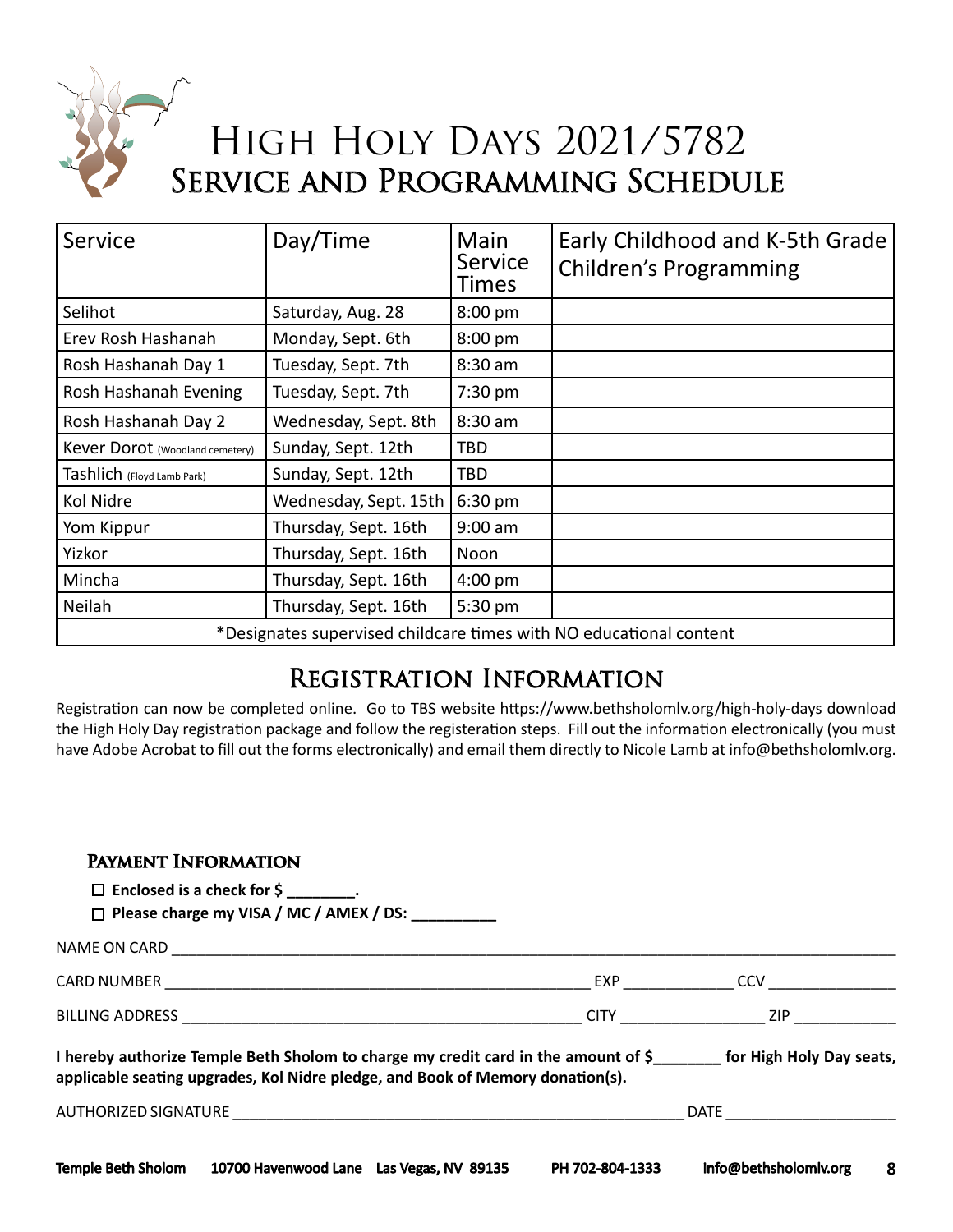# High Holy Days 2021/5782
## Service and Programming Schedule

| Service | Day/Time | Main Service Times | Early Childhood and K-5th Grade Children's Programming |
|---|---|---|---|
| Selihot | Saturday, Aug. 28 | 8:00 pm | |
| Erev Rosh Hashanah | Monday, Sept. 6th | 8:00 pm | |
| Rosh Hashanah Day 1 | Tuesday, Sept. 7th | 8:30 am | |
| Rosh Hashanah Evening | Tuesday, Sept. 7th | 7:30 pm | |
| Rosh Hashanah Day 2 | Wednesday, Sept. 8th | 8:30 am | |
| Kever Dorot (Woodland cemetery) | Sunday, Sept. 12th | TBD | |
| Tashlich (Floyd Lamb Park) | Sunday, Sept. 12th | TBD | |
| Kol Nidre | Wednesday, Sept. 15th | 6:30 pm | |
| Yom Kippur | Thursday, Sept. 16th | 9:00 am | |
| Yizkor | Thursday, Sept. 16th | Noon | |
| Mincha | Thursday, Sept. 16th | 4:00 pm | |
| Neilah | Thursday, Sept. 16th | 5:30 pm | |
| *Designates supervised childcare times with NO educational content | | | |

## Registration Information

Registration can now be completed online. Go to TBS website https://www.bethsholomlv.org/high-holy-days download the High Holy Day registration package and follow the registeration steps. Fill out the information electronically (you must have Adobe Acrobat to fill out the forms electronically) and email them directly to Nicole Lamb at info@bethsholomlv.org.

### Payment Information

☐ **Enclosed is a check for $ ________.**

☐ **Please charge my VISA / MC / AMEX / DS: __________**

NAME ON CARD ____________________________________________

CARD NUMBER ______________________________ EXP ____________ CCV ______________

BILLING ADDRESS ______________________________ CITY ________________ ZIP ____________

**I hereby authorize Temple Beth Sholom to charge my credit card in the amount of $________ for High Holy Day seats, applicable seating upgrades, Kol Nidre pledge, and Book of Memory donation(s).**

AUTHORIZED SIGNATURE ______________________________ DATE ____________________

**Temple Beth Sholom  10700 Havenwood Lane  Las Vegas, NV 89135  PH 702-804-1333  info@bethsholomlv.org**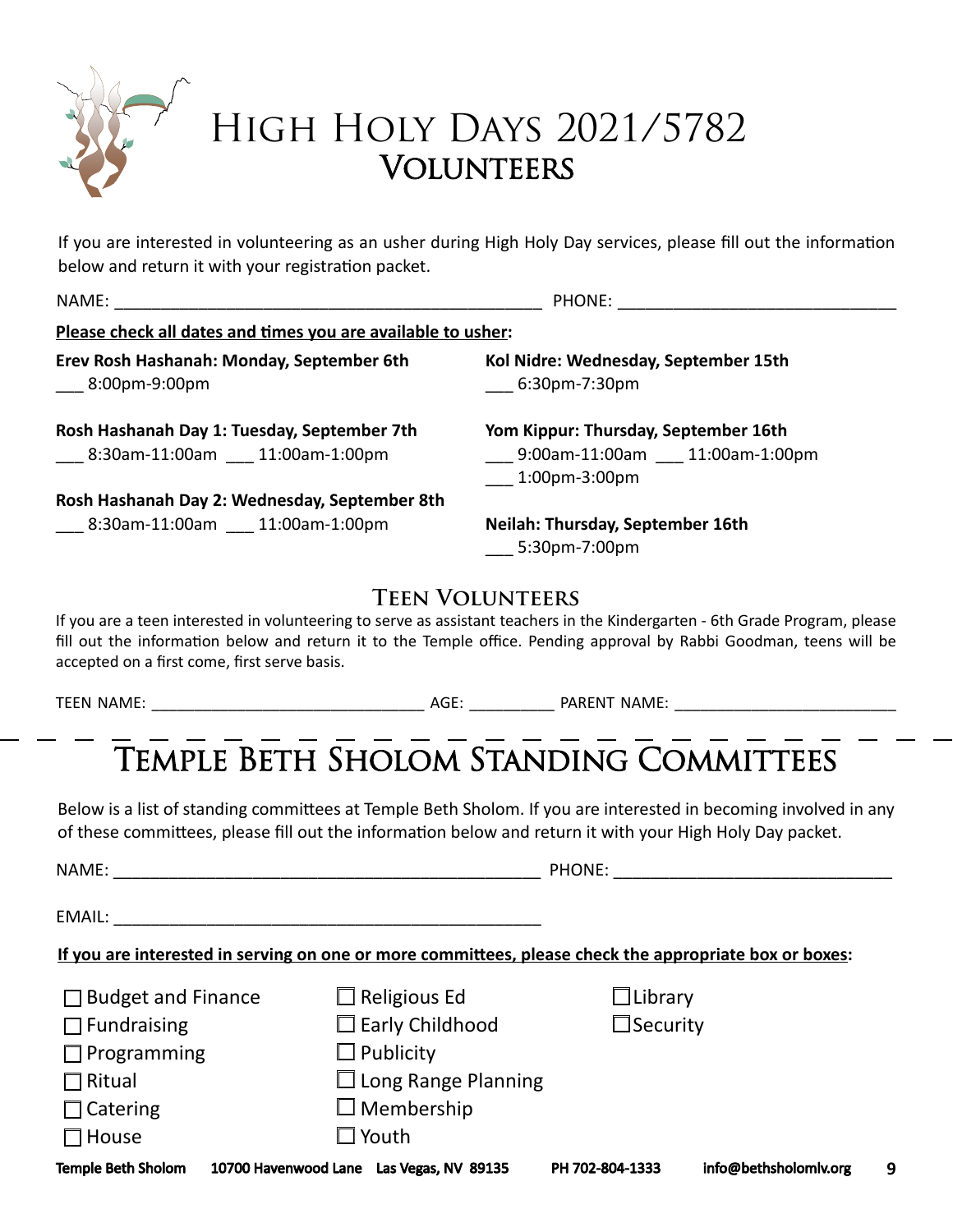# High Holy Days 2021/5782

## Volunteers

If you are interested in volunteering as an usher during High Holy Day services, please fill out the information below and return it with your registration packet.

NAME: _______________________________________________ PHONE: ______________________________

**Please check all dates and times you are available to usher:**

**Erev Rosh Hashanah: Monday, September 6th**
___ 8:00pm-9:00pm

**Rosh Hashanah Day 1: Tuesday, September 7th**
___ 8:30am-11:00am ___ 11:00am-1:00pm

**Rosh Hashanah Day 2: Wednesday, September 8th**
___ 8:30am-11:00am ___ 11:00am-1:00pm

**Kol Nidre: Wednesday, September 15th**
___ 6:30pm-7:30pm

**Yom Kippur: Thursday, September 16th**
___ 9:00am-11:00am ___ 11:00am-1:00pm
___ 1:00pm-3:00pm

**Neilah: Thursday, September 16th**
___ 5:30pm-7:00pm

## Teen Volunteers

If you are a teen interested in volunteering to serve as assistant teachers in the Kindergarten - 6th Grade Program, please fill out the information below and return it to the Temple office. Pending approval by Rabbi Goodman, teens will be accepted on a first come, first serve basis.

TEEN NAME: ______________________________ AGE: _________ PARENT NAME: _________________________

# Temple Beth Sholom Standing Committees

Below is a list of standing committees at Temple Beth Sholom. If you are interested in becoming involved in any of these committees, please fill out the information below and return it with your High Holy Day packet.

NAME: _______________________________________________ PHONE: ______________________________

EMAIL: _______________________________________________

**If you are interested in serving on one or more committees, please check the appropriate box or boxes:**

- ☐ Budget and Finance
- ☐ Fundraising
- ☐ Programming
- ☐ Ritual
- ☐ Catering
- ☐ House
- ☐ Religious Ed
- ☐ Early Childhood
- ☐ Publicity
- ☐ Long Range Planning
- ☐ Membership
- ☐ Youth
- ☐ Library
- ☐ Security

Temple Beth Sholom 10700 Havenwood Lane Las Vegas, NV 89135 PH 702-804-1333 info@bethsholomlv.org